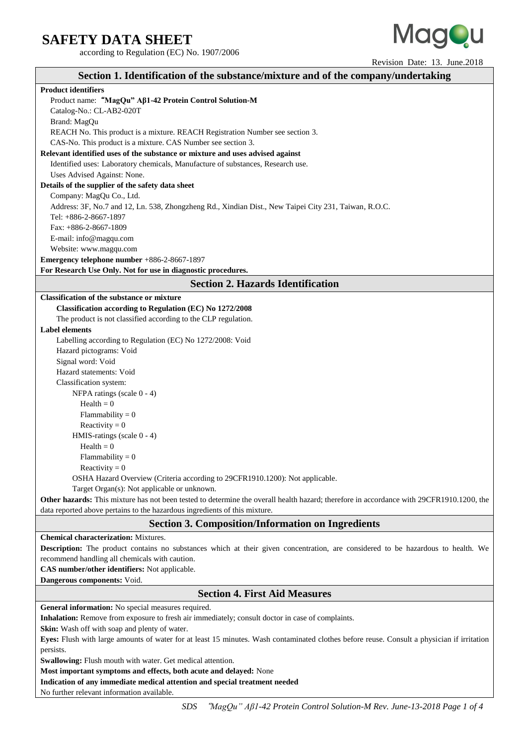# SAFETY DATA SHEET

according to Regulation (EC) No. 1907/2006

Revision Date: 13. June.2018

## Section 1. Identification of the substance/mixture and of the company/undertaking

**Product identifiers**

Product name: **"MagQu" Aβ1-42 Protein Control Solution-M**

Catalog-No.: CL-AB2-020T

Brand: MagQu

REACH No. This product is a mixture. REACH Registration Number see section 3.

CAS-No. This product is a mixture. CAS Number see section 3.

**Relevant identified uses of the substance or mixture and uses advised against**

Identified uses: Laboratory chemicals, Manufacture of substances, Research use.

Uses Advised Against: None.

**Details of the supplier of the safety data sheet**

Company: MagQu Co., Ltd.

Address: 3F, No.7 and 12, Ln. 538, Zhongzheng Rd., Xindian Dist., New Taipei City 231, Taiwan, R.O.C.

Tel: +886-2-8667-1897

Fax: +886-2-8667-1809

E-mail: info@magqu.com

Website: www.magqu.com

**Emergency telephone number** +886-2-8667-1897

**For Research Use Only. Not for use in diagnostic procedures.**

## Section 2. Hazards Identification

**Classification of the substance or mixture**

**Classification according to Regulation (EC) No 1272/2008**

The product is not classified according to the CLP regulation.

**Label elements**

Labelling according to Regulation (EC) No 1272/2008: Void

Hazard pictograms: Void

Signal word: Void

Hazard statements: Void

Classification system:

- NFPA ratings (scale 0 - 4)
  - Health = 0
  - Flammability = 0
  - Reactivity = 0
- HMIS-ratings (scale 0 - 4)
  - Health = 0
  - Flammability = 0
  - Reactivity = 0
- OSHA Hazard Overview (Criteria according to 29CFR1910.1200): Not applicable.
- Target Organ(s): Not applicable or unknown.

**Other hazards:** This mixture has not been tested to determine the overall health hazard; therefore in accordance with 29CFR1910.1200, the data reported above pertains to the hazardous ingredients of this mixture.

## Section 3. Composition/Information on Ingredients

**Chemical characterization:** Mixtures.

**Description:** The product contains no substances which at their given concentration, are considered to be hazardous to health. We recommend handling all chemicals with caution.

**CAS number/other identifiers:** Not applicable.

**Dangerous components:** Void.

## Section 4. First Aid Measures

**General information:** No special measures required.

**Inhalation:** Remove from exposure to fresh air immediately; consult doctor in case of complaints.

**Skin:** Wash off with soap and plenty of water.

**Eyes:** Flush with large amounts of water for at least 15 minutes. Wash contaminated clothes before reuse. Consult a physician if irritation persists.

**Swallowing:** Flush mouth with water. Get medical attention.

**Most important symptoms and effects, both acute and delayed:** None

**Indication of any immediate medical attention and special treatment needed**

No further relevant information available.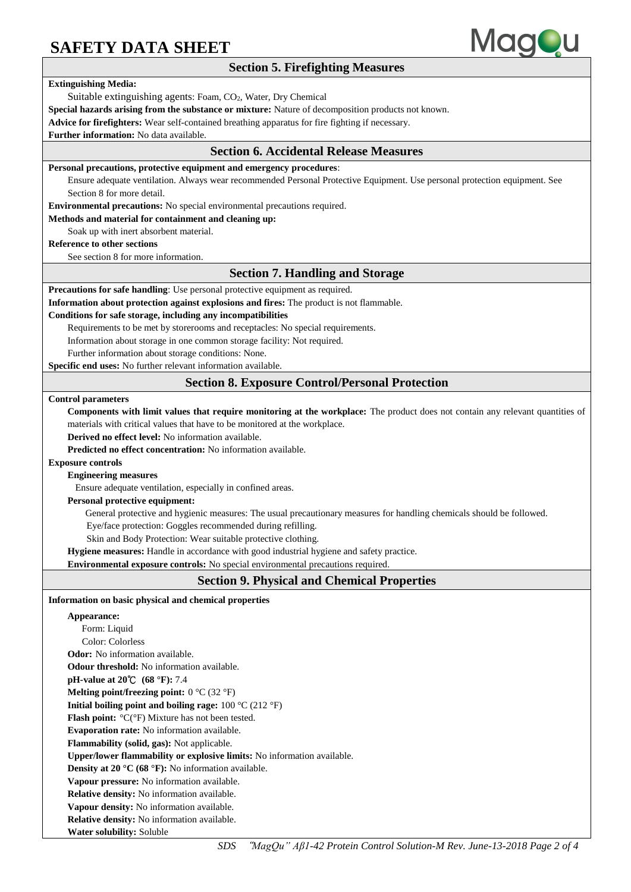## Section 5. Firefighting Measures

**Extinguishing Media:**

Suitable extinguishing agents: Foam, $CO_2$, Water, Dry Chemical

**Special hazards arising from the substance or mixture:** Nature of decomposition products not known.

**Advice for firefighters:** Wear self-contained breathing apparatus for fire fighting if necessary.

**Further information:** No data available.

## Section 6. Accidental Release Measures

**Personal precautions, protective equipment and emergency procedures**:

Ensure adequate ventilation. Always wear recommended Personal Protective Equipment. Use personal protection equipment. See Section 8 for more detail.

**Environmental precautions:** No special environmental precautions required.

**Methods and material for containment and cleaning up:**

Soak up with inert absorbent material.

**Reference to other sections**

See section 8 for more information.

## Section 7. Handling and Storage

**Precautions for safe handling**: Use personal protective equipment as required.

**Information about protection against explosions and fires:** The product is not flammable.

**Conditions for safe storage, including any incompatibilities**

Requirements to be met by storerooms and receptacles: No special requirements.

Information about storage in one common storage facility: Not required.

Further information about storage conditions: None.

**Specific end uses:** No further relevant information available.

## Section 8. Exposure Control/Personal Protection

**Control parameters**

**Components with limit values that require monitoring at the workplace:** The product does not contain any relevant quantities of materials with critical values that have to be monitored at the workplace.

**Derived no effect level:** No information available.

**Predicted no effect concentration:** No information available.

**Exposure controls**

**Engineering measures**

Ensure adequate ventilation, especially in confined areas.

**Personal protective equipment:**

General protective and hygienic measures: The usual precautionary measures for handling chemicals should be followed.

Eye/face protection: Goggles recommended during refilling.

Skin and Body Protection: Wear suitable protective clothing.

**Hygiene measures:** Handle in accordance with good industrial hygiene and safety practice.

**Environmental exposure controls:** No special environmental precautions required.

## Section 9. Physical and Chemical Properties

**Information on basic physical and chemical properties**

**Appearance:**

Form: Liquid

Color: Colorless

**Odor:** No information available.

**Odour threshold:** No information available.

**pH-value at 20℃ (68 °F):** 7.4

**Melting point/freezing point:** 0 °C (32 °F)

**Initial boiling point and boiling rage:** 100 °C (212 °F)

**Flash point:** °C(°F) Mixture has not been tested.

**Evaporation rate:** No information available.

**Flammability (solid, gas):** Not applicable.

**Upper/lower flammability or explosive limits:** No information available.

**Density at 20 °C (68 °F):** No information available.

**Vapour pressure:** No information available.

**Relative density:** No information available.

**Vapour density:** No information available.

**Relative density:** No information available.

**Water solubility:** Soluble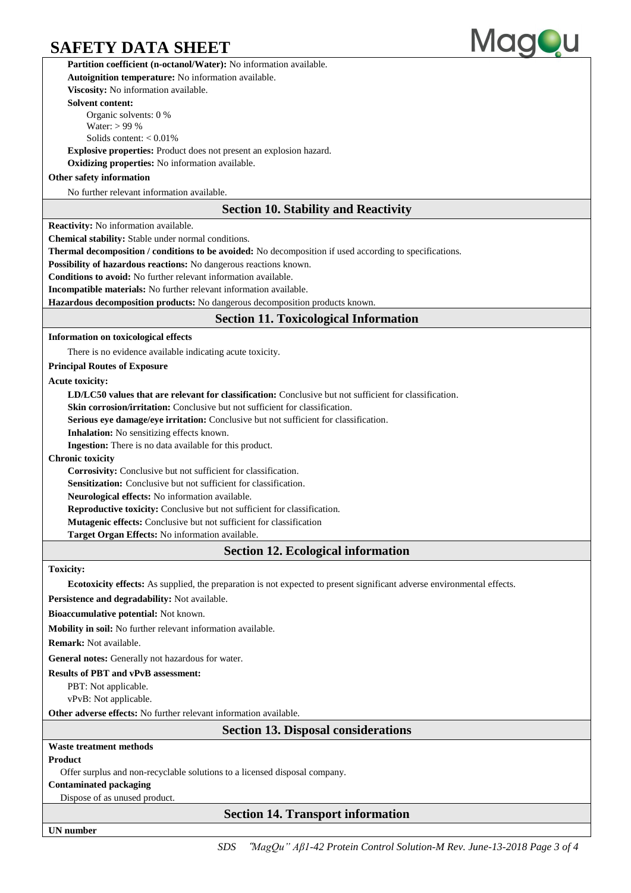**Partition coefficient (n-octanol/Water):** No information available.

**Autoignition temperature:** No information available.

**Viscosity:** No information available.

**Solvent content:**

Organic solvents: 0 %

Water: > 99 %

Solids content: < 0.01%

**Explosive properties:** Product does not present an explosion hazard.

**Oxidizing properties:** No information available.

**Other safety information**

No further relevant information available.

## Section 10. Stability and Reactivity

**Reactivity:** No information available.

**Chemical stability:** Stable under normal conditions.

**Thermal decomposition / conditions to be avoided:** No decomposition if used according to specifications.

**Possibility of hazardous reactions:** No dangerous reactions known.

**Conditions to avoid:** No further relevant information available.

**Incompatible materials:** No further relevant information available.

**Hazardous decomposition products:** No dangerous decomposition products known.

## Section 11. Toxicological Information

**Information on toxicological effects**

There is no evidence available indicating acute toxicity.

**Principal Routes of Exposure**

**Acute toxicity:**

**LD/LC50 values that are relevant for classification:** Conclusive but not sufficient for classification.

**Skin corrosion/irritation:** Conclusive but not sufficient for classification.

**Serious eye damage/eye irritation:** Conclusive but not sufficient for classification.

**Inhalation:** No sensitizing effects known.

**Ingestion:** There is no data available for this product.

**Chronic toxicity**

**Corrosivity:** Conclusive but not sufficient for classification.

**Sensitization:** Conclusive but not sufficient for classification.

**Neurological effects:** No information available.

**Reproductive toxicity:** Conclusive but not sufficient for classification.

**Mutagenic effects:** Conclusive but not sufficient for classification

**Target Organ Effects:** No information available.

## Section 12. Ecological information

**Toxicity:**

**Ecotoxicity effects:** As supplied, the preparation is not expected to present significant adverse environmental effects.

**Persistence and degradability:** Not available.

**Bioaccumulative potential:** Not known.

**Mobility in soil:** No further relevant information available.

**Remark:** Not available.

**General notes:** Generally not hazardous for water.

**Results of PBT and vPvB assessment:**

PBT: Not applicable.

vPvB: Not applicable.

**Other adverse effects:** No further relevant information available.

## Section 13. Disposal considerations

**Waste treatment methods**

**Product**

Offer surplus and non-recyclable solutions to a licensed disposal company.

**Contaminated packaging**

Dispose of as unused product.

## Section 14. Transport information

**UN number**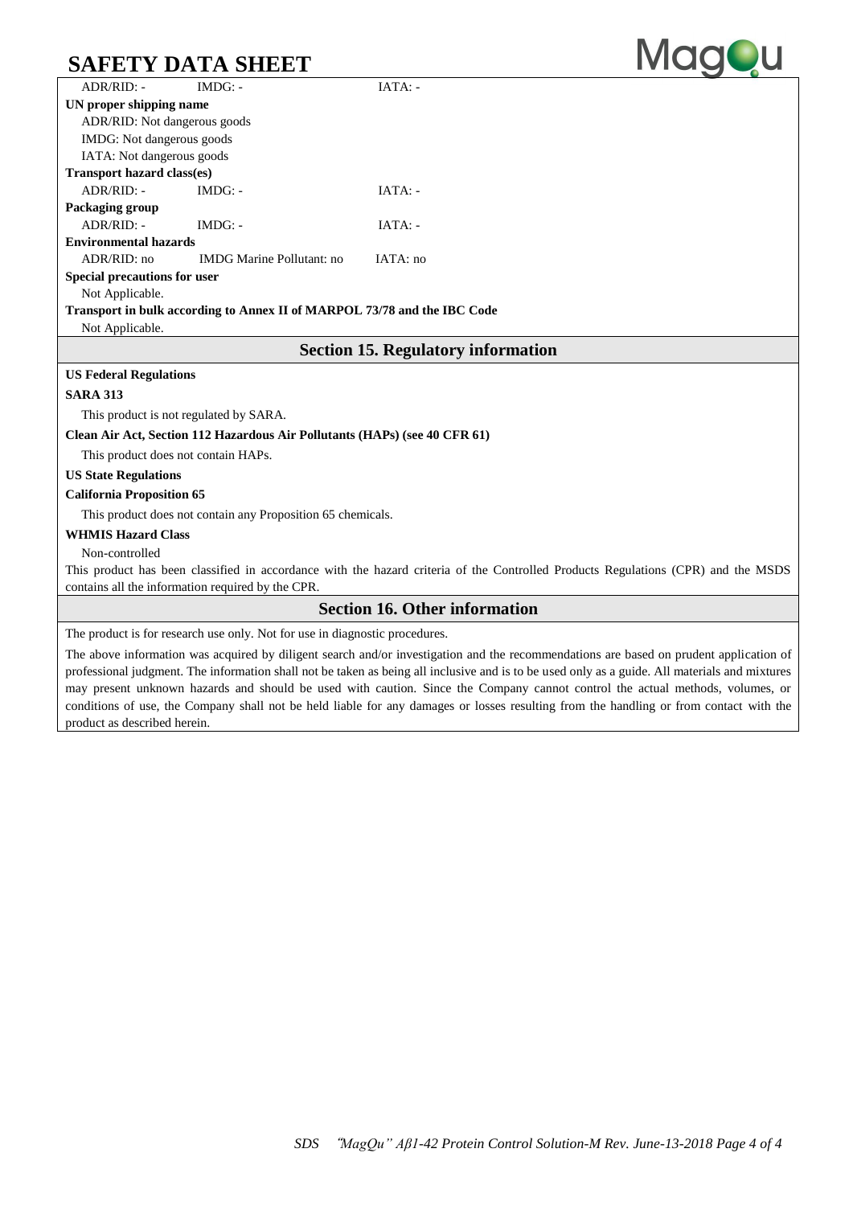ADR/RID: - IMDG: - IATA: -

**UN proper shipping name**

ADR/RID: Not dangerous goods

IMDG: Not dangerous goods

IATA: Not dangerous goods

**Transport hazard class(es)**

ADR/RID: - IMDG: - IATA: -

**Packaging group**

ADR/RID: - IMDG: - IATA: -

**Environmental hazards**

ADR/RID: no IMDG Marine Pollutant: no IATA: no

**Special precautions for user**

Not Applicable.

**Transport in bulk according to Annex II of MARPOL 73/78 and the IBC Code**

Not Applicable.

## Section 15. Regulatory information

**US Federal Regulations**

**SARA 313**

This product is not regulated by SARA.

**Clean Air Act, Section 112 Hazardous Air Pollutants (HAPs) (see 40 CFR 61)**

This product does not contain HAPs.

**US State Regulations**

**California Proposition 65**

This product does not contain any Proposition 65 chemicals.

**WHMIS Hazard Class**

Non-controlled

This product has been classified in accordance with the hazard criteria of the Controlled Products Regulations (CPR) and the MSDS contains all the information required by the CPR.

## Section 16. Other information

The product is for research use only. Not for use in diagnostic procedures.

The above information was acquired by diligent search and/or investigation and the recommendations are based on prudent application of professional judgment. The information shall not be taken as being all inclusive and is to be used only as a guide. All materials and mixtures may present unknown hazards and should be used with caution. Since the Company cannot control the actual methods, volumes, or conditions of use, the Company shall not be held liable for any damages or losses resulting from the handling or from contact with the product as described herein.